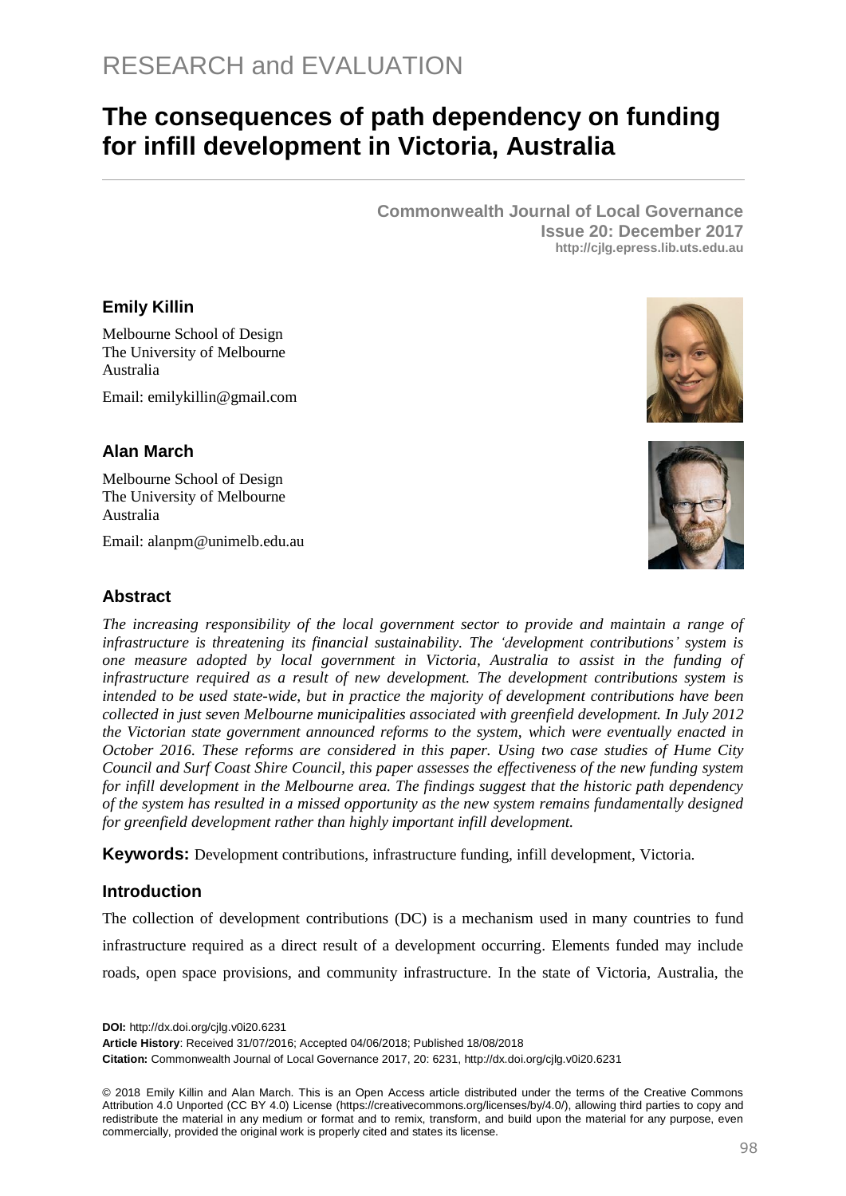RESEARCH and EVALUATION

# The consequences of path dependency on funding for infill development in Victoria, Australia

**Commonwealth Journal of Local Governance**
**Issue 20: December 2017**
**http://cjlg.epress.lib.uts.edu.au**

**Emily Killin**

Melbourne School of Design
The University of Melbourne
Australia

Email: emilykillin@gmail.com

**Alan March**

Melbourne School of Design
The University of Melbourne
Australia

Email: alanpm@unimelb.edu.au

## Abstract

*The increasing responsibility of the local government sector to provide and maintain a range of infrastructure is threatening its financial sustainability. The 'development contributions' system is one measure adopted by local government in Victoria, Australia to assist in the funding of infrastructure required as a result of new development. The development contributions system is intended to be used state-wide, but in practice the majority of development contributions have been collected in just seven Melbourne municipalities associated with greenfield development. In July 2012 the Victorian state government announced reforms to the system, which were eventually enacted in October 2016. These reforms are considered in this paper. Using two case studies of Hume City Council and Surf Coast Shire Council, this paper assesses the effectiveness of the new funding system for infill development in the Melbourne area. The findings suggest that the historic path dependency of the system has resulted in a missed opportunity as the new system remains fundamentally designed for greenfield development rather than highly important infill development.*

**Keywords:** Development contributions, infrastructure funding, infill development, Victoria.

## Introduction

The collection of development contributions (DC) is a mechanism used in many countries to fund infrastructure required as a direct result of a development occurring. Elements funded may include roads, open space provisions, and community infrastructure. In the state of Victoria, Australia, the

**DOI:** http://dx.doi.org/cjlg.v0i20.6231
**Article History**: Received 31/07/2016; Accepted 04/06/2018; Published 18/08/2018
**Citation:** Commonwealth Journal of Local Governance 2017, 20: 6231, http://dx.doi.org/cjlg.v0i20.6231

© 2018 Emily Killin and Alan March. This is an Open Access article distributed under the terms of the Creative Commons Attribution 4.0 Unported (CC BY 4.0) License (https://creativecommons.org/licenses/by/4.0/), allowing third parties to copy and redistribute the material in any medium or format and to remix, transform, and build upon the material for any purpose, even commercially, provided the original work is properly cited and states its license.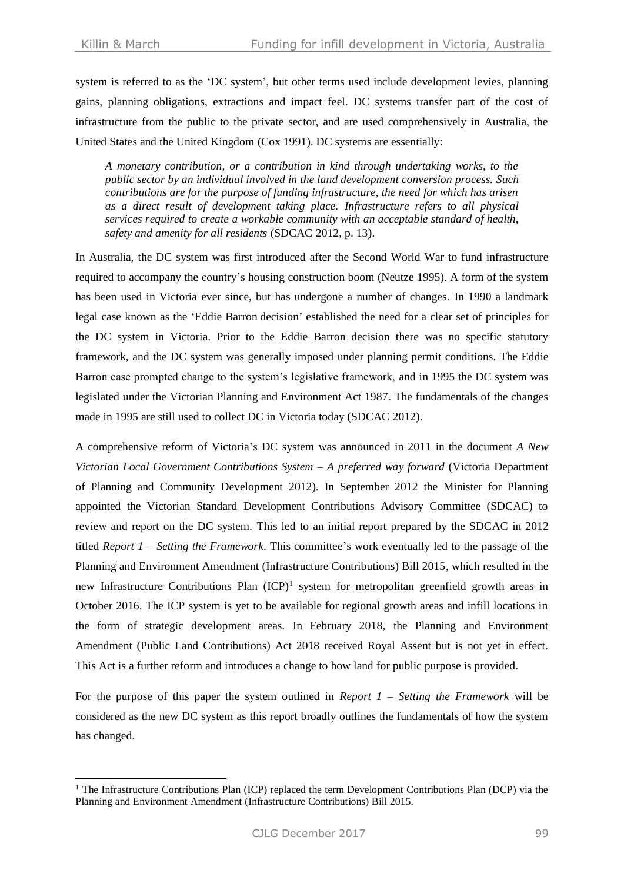system is referred to as the 'DC system', but other terms used include development levies, planning gains, planning obligations, extractions and impact feel. DC systems transfer part of the cost of infrastructure from the public to the private sector, and are used comprehensively in Australia, the United States and the United Kingdom (Cox 1991). DC systems are essentially:

> *A monetary contribution, or a contribution in kind through undertaking works, to the public sector by an individual involved in the land development conversion process. Such contributions are for the purpose of funding infrastructure, the need for which has arisen as a direct result of development taking place. Infrastructure refers to all physical services required to create a workable community with an acceptable standard of health, safety and amenity for all residents* (SDCAC 2012, p. 13).

In Australia, the DC system was first introduced after the Second World War to fund infrastructure required to accompany the country's housing construction boom (Neutze 1995). A form of the system has been used in Victoria ever since, but has undergone a number of changes. In 1990 a landmark legal case known as the 'Eddie Barron decision' established the need for a clear set of principles for the DC system in Victoria. Prior to the Eddie Barron decision there was no specific statutory framework, and the DC system was generally imposed under planning permit conditions. The Eddie Barron case prompted change to the system's legislative framework, and in 1995 the DC system was legislated under the Victorian Planning and Environment Act 1987. The fundamentals of the changes made in 1995 are still used to collect DC in Victoria today (SDCAC 2012).

A comprehensive reform of Victoria's DC system was announced in 2011 in the document *A New Victorian Local Government Contributions System – A preferred way forward* (Victoria Department of Planning and Community Development 2012). In September 2012 the Minister for Planning appointed the Victorian Standard Development Contributions Advisory Committee (SDCAC) to review and report on the DC system. This led to an initial report prepared by the SDCAC in 2012 titled *Report 1 – Setting the Framework*. This committee's work eventually led to the passage of the Planning and Environment Amendment (Infrastructure Contributions) Bill 2015, which resulted in the new Infrastructure Contributions Plan (ICP)[1] system for metropolitan greenfield growth areas in October 2016. The ICP system is yet to be available for regional growth areas and infill locations in the form of strategic development areas. In February 2018, the Planning and Environment Amendment (Public Land Contributions) Act 2018 received Royal Assent but is not yet in effect. This Act is a further reform and introduces a change to how land for public purpose is provided.

For the purpose of this paper the system outlined in *Report 1 – Setting the Framework* will be considered as the new DC system as this report broadly outlines the fundamentals of how the system has changed.

---

[1] The Infrastructure Contributions Plan (ICP) replaced the term Development Contributions Plan (DCP) via the Planning and Environment Amendment (Infrastructure Contributions) Bill 2015.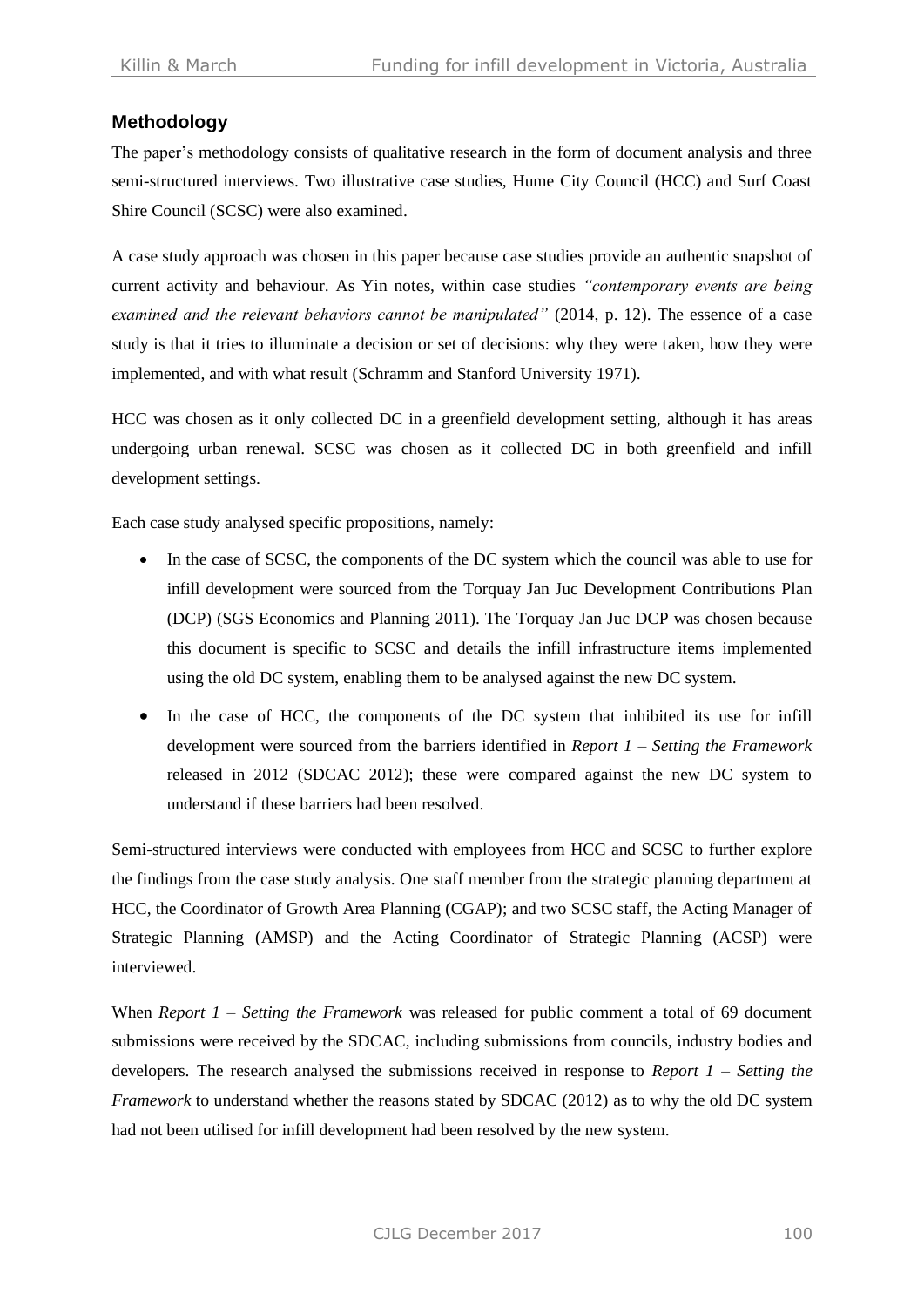## Methodology

The paper's methodology consists of qualitative research in the form of document analysis and three semi-structured interviews. Two illustrative case studies, Hume City Council (HCC) and Surf Coast Shire Council (SCSC) were also examined.

A case study approach was chosen in this paper because case studies provide an authentic snapshot of current activity and behaviour. As Yin notes, within case studies *"contemporary events are being examined and the relevant behaviors cannot be manipulated"* (2014, p. 12). The essence of a case study is that it tries to illuminate a decision or set of decisions: why they were taken, how they were implemented, and with what result (Schramm and Stanford University 1971).

HCC was chosen as it only collected DC in a greenfield development setting, although it has areas undergoing urban renewal. SCSC was chosen as it collected DC in both greenfield and infill development settings.

Each case study analysed specific propositions, namely:

- In the case of SCSC, the components of the DC system which the council was able to use for infill development were sourced from the Torquay Jan Juc Development Contributions Plan (DCP) (SGS Economics and Planning 2011). The Torquay Jan Juc DCP was chosen because this document is specific to SCSC and details the infill infrastructure items implemented using the old DC system, enabling them to be analysed against the new DC system.
- In the case of HCC, the components of the DC system that inhibited its use for infill development were sourced from the barriers identified in *Report 1 – Setting the Framework* released in 2012 (SDCAC 2012); these were compared against the new DC system to understand if these barriers had been resolved.

Semi-structured interviews were conducted with employees from HCC and SCSC to further explore the findings from the case study analysis. One staff member from the strategic planning department at HCC, the Coordinator of Growth Area Planning (CGAP); and two SCSC staff, the Acting Manager of Strategic Planning (AMSP) and the Acting Coordinator of Strategic Planning (ACSP) were interviewed.

When *Report 1 – Setting the Framework* was released for public comment a total of 69 document submissions were received by the SDCAC, including submissions from councils, industry bodies and developers. The research analysed the submissions received in response to *Report 1 – Setting the Framework* to understand whether the reasons stated by SDCAC (2012) as to why the old DC system had not been utilised for infill development had been resolved by the new system.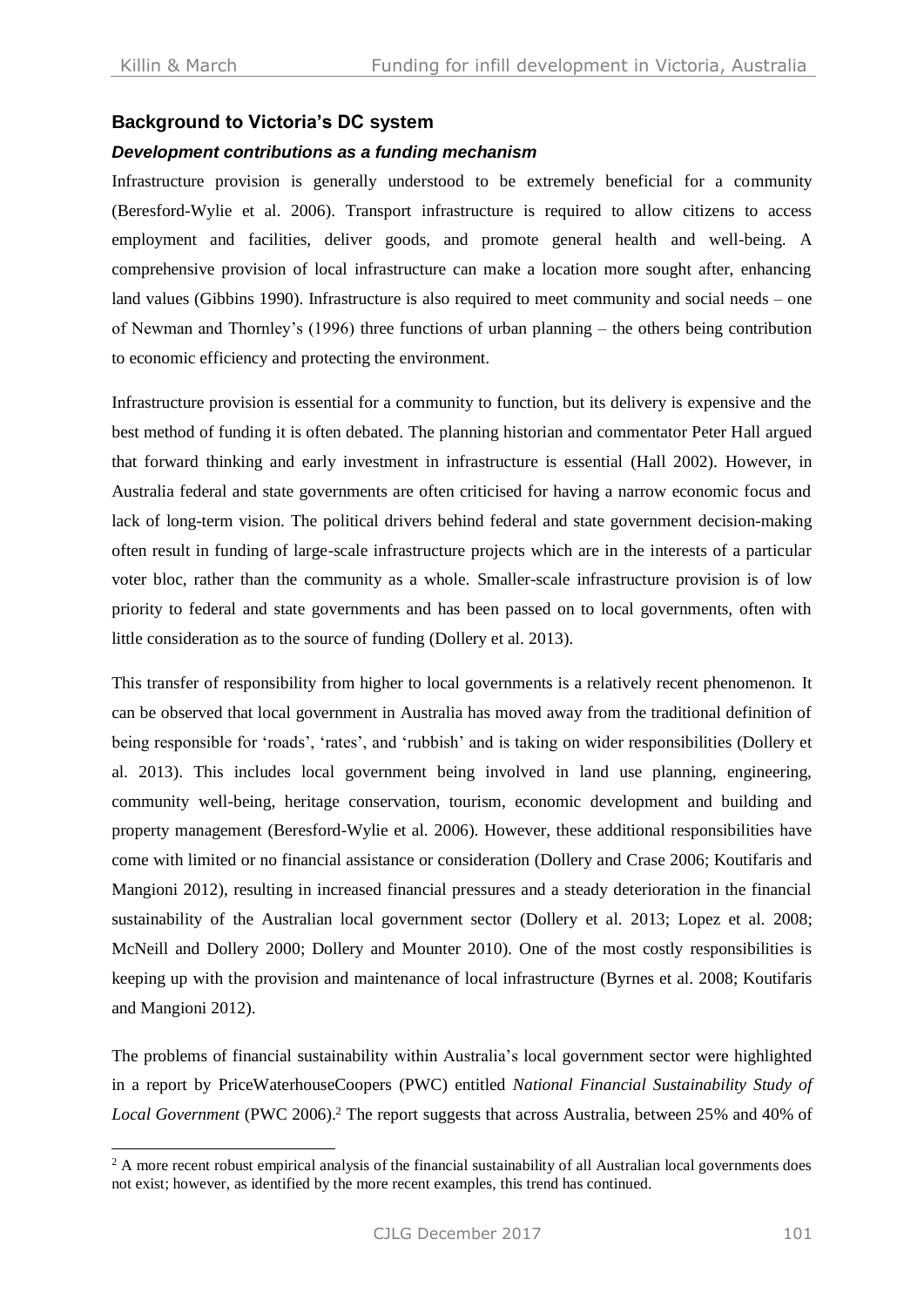## Background to Victoria's DC system

### *Development contributions as a funding mechanism*

Infrastructure provision is generally understood to be extremely beneficial for a community (Beresford-Wylie et al. 2006). Transport infrastructure is required to allow citizens to access employment and facilities, deliver goods, and promote general health and well-being. A comprehensive provision of local infrastructure can make a location more sought after, enhancing land values (Gibbins 1990). Infrastructure is also required to meet community and social needs – one of Newman and Thornley's (1996) three functions of urban planning – the others being contribution to economic efficiency and protecting the environment.

Infrastructure provision is essential for a community to function, but its delivery is expensive and the best method of funding it is often debated. The planning historian and commentator Peter Hall argued that forward thinking and early investment in infrastructure is essential (Hall 2002). However, in Australia federal and state governments are often criticised for having a narrow economic focus and lack of long-term vision. The political drivers behind federal and state government decision-making often result in funding of large-scale infrastructure projects which are in the interests of a particular voter bloc, rather than the community as a whole. Smaller-scale infrastructure provision is of low priority to federal and state governments and has been passed on to local governments, often with little consideration as to the source of funding (Dollery et al. 2013).

This transfer of responsibility from higher to local governments is a relatively recent phenomenon. It can be observed that local government in Australia has moved away from the traditional definition of being responsible for 'roads', 'rates', and 'rubbish' and is taking on wider responsibilities (Dollery et al. 2013). This includes local government being involved in land use planning, engineering, community well-being, heritage conservation, tourism, economic development and building and property management (Beresford-Wylie et al. 2006). However, these additional responsibilities have come with limited or no financial assistance or consideration (Dollery and Crase 2006; Koutifaris and Mangioni 2012), resulting in increased financial pressures and a steady deterioration in the financial sustainability of the Australian local government sector (Dollery et al. 2013; Lopez et al. 2008; McNeill and Dollery 2000; Dollery and Mounter 2010). One of the most costly responsibilities is keeping up with the provision and maintenance of local infrastructure (Byrnes et al. 2008; Koutifaris and Mangioni 2012).

The problems of financial sustainability within Australia's local government sector were highlighted in a report by PriceWaterhouseCoopers (PWC) entitled *National Financial Sustainability Study of Local Government* (PWC 2006).[2] The report suggests that across Australia, between 25% and 40% of

[2] A more recent robust empirical analysis of the financial sustainability of all Australian local governments does not exist; however, as identified by the more recent examples, this trend has continued.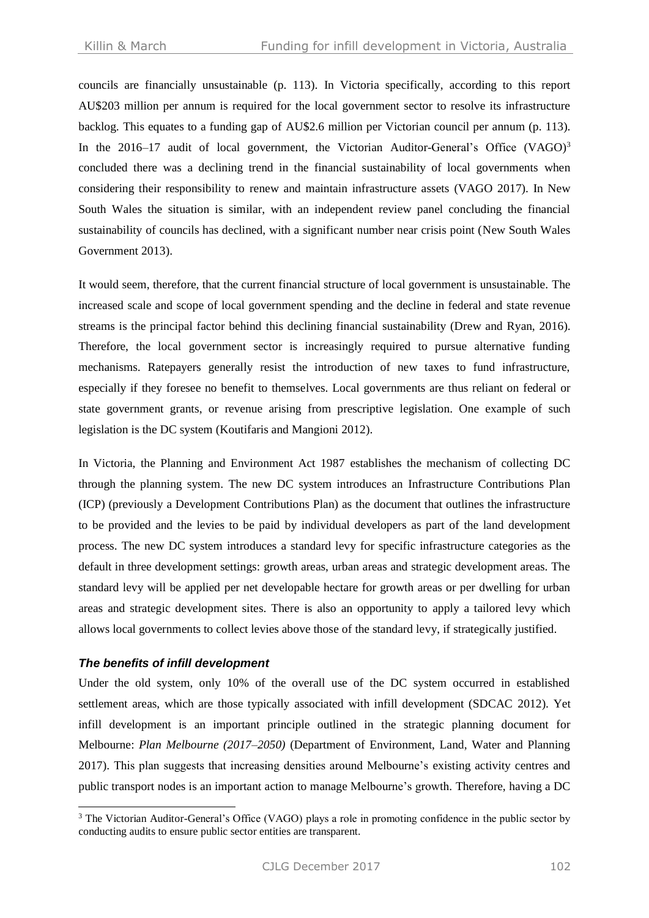councils are financially unsustainable (p. 113). In Victoria specifically, according to this report AU$203 million per annum is required for the local government sector to resolve its infrastructure backlog. This equates to a funding gap of AU$2.6 million per Victorian council per annum (p. 113). In the 2016–17 audit of local government, the Victorian Auditor-General's Office (VAGO)[3] concluded there was a declining trend in the financial sustainability of local governments when considering their responsibility to renew and maintain infrastructure assets (VAGO 2017). In New South Wales the situation is similar, with an independent review panel concluding the financial sustainability of councils has declined, with a significant number near crisis point (New South Wales Government 2013).

It would seem, therefore, that the current financial structure of local government is unsustainable. The increased scale and scope of local government spending and the decline in federal and state revenue streams is the principal factor behind this declining financial sustainability (Drew and Ryan, 2016). Therefore, the local government sector is increasingly required to pursue alternative funding mechanisms. Ratepayers generally resist the introduction of new taxes to fund infrastructure, especially if they foresee no benefit to themselves. Local governments are thus reliant on federal or state government grants, or revenue arising from prescriptive legislation. One example of such legislation is the DC system (Koutifaris and Mangioni 2012).

In Victoria, the Planning and Environment Act 1987 establishes the mechanism of collecting DC through the planning system. The new DC system introduces an Infrastructure Contributions Plan (ICP) (previously a Development Contributions Plan) as the document that outlines the infrastructure to be provided and the levies to be paid by individual developers as part of the land development process. The new DC system introduces a standard levy for specific infrastructure categories as the default in three development settings: growth areas, urban areas and strategic development areas. The standard levy will be applied per net developable hectare for growth areas or per dwelling for urban areas and strategic development sites. There is also an opportunity to apply a tailored levy which allows local governments to collect levies above those of the standard levy, if strategically justified.

### *The benefits of infill development*

Under the old system, only 10% of the overall use of the DC system occurred in established settlement areas, which are those typically associated with infill development (SDCAC 2012). Yet infill development is an important principle outlined in the strategic planning document for Melbourne: *Plan Melbourne (2017–2050)* (Department of Environment, Land, Water and Planning 2017). This plan suggests that increasing densities around Melbourne's existing activity centres and public transport nodes is an important action to manage Melbourne's growth. Therefore, having a DC

[3] The Victorian Auditor-General's Office (VAGO) plays a role in promoting confidence in the public sector by conducting audits to ensure public sector entities are transparent.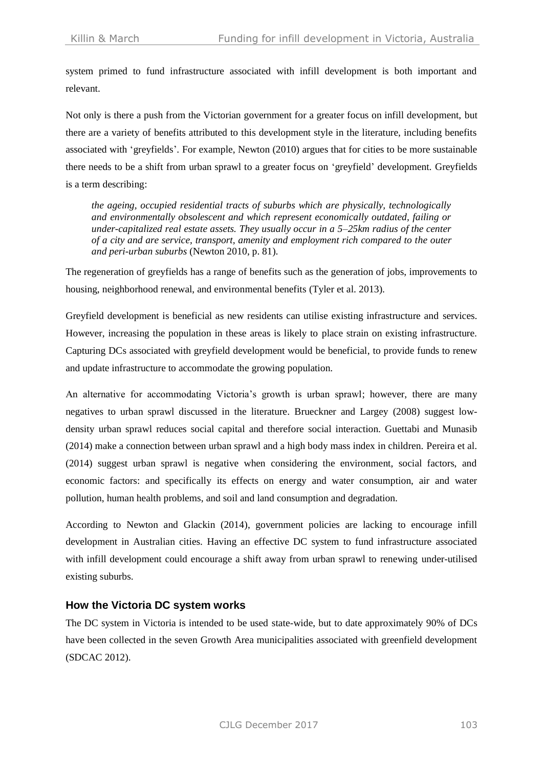system primed to fund infrastructure associated with infill development is both important and relevant.

Not only is there a push from the Victorian government for a greater focus on infill development, but there are a variety of benefits attributed to this development style in the literature, including benefits associated with 'greyfields'. For example, Newton (2010) argues that for cities to be more sustainable there needs to be a shift from urban sprawl to a greater focus on 'greyfield' development. Greyfields is a term describing:

> *the ageing, occupied residential tracts of suburbs which are physically, technologically and environmentally obsolescent and which represent economically outdated, failing or under-capitalized real estate assets. They usually occur in a 5–25km radius of the center of a city and are service, transport, amenity and employment rich compared to the outer and peri-urban suburbs* (Newton 2010, p. 81).

The regeneration of greyfields has a range of benefits such as the generation of jobs, improvements to housing, neighborhood renewal, and environmental benefits (Tyler et al. 2013).

Greyfield development is beneficial as new residents can utilise existing infrastructure and services. However, increasing the population in these areas is likely to place strain on existing infrastructure. Capturing DCs associated with greyfield development would be beneficial, to provide funds to renew and update infrastructure to accommodate the growing population.

An alternative for accommodating Victoria's growth is urban sprawl; however, there are many negatives to urban sprawl discussed in the literature. Brueckner and Largey (2008) suggest low-density urban sprawl reduces social capital and therefore social interaction. Guettabi and Munasib (2014) make a connection between urban sprawl and a high body mass index in children. Pereira et al. (2014) suggest urban sprawl is negative when considering the environment, social factors, and economic factors: and specifically its effects on energy and water consumption, air and water pollution, human health problems, and soil and land consumption and degradation.

According to Newton and Glackin (2014), government policies are lacking to encourage infill development in Australian cities. Having an effective DC system to fund infrastructure associated with infill development could encourage a shift away from urban sprawl to renewing under-utilised existing suburbs.

## How the Victoria DC system works

The DC system in Victoria is intended to be used state-wide, but to date approximately 90% of DCs have been collected in the seven Growth Area municipalities associated with greenfield development (SDCAC 2012).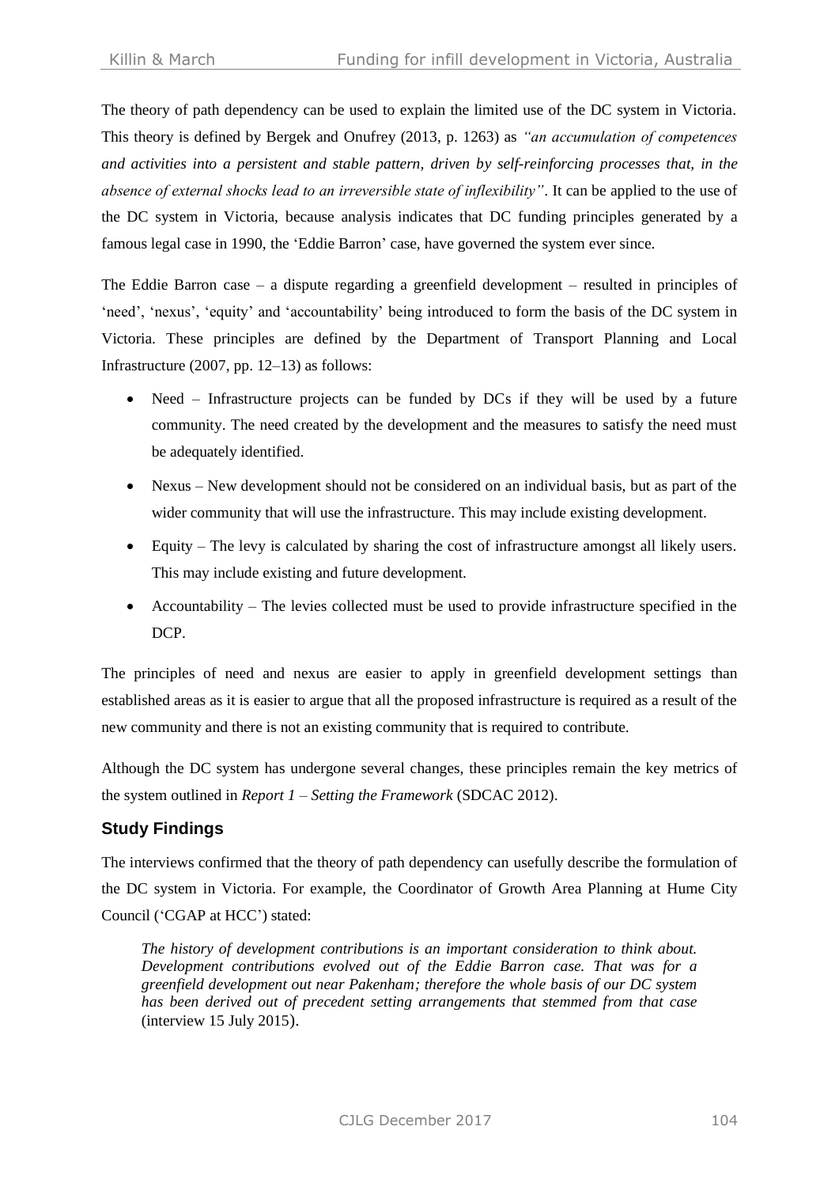The theory of path dependency can be used to explain the limited use of the DC system in Victoria. This theory is defined by Bergek and Onufrey (2013, p. 1263) as *"an accumulation of competences and activities into a persistent and stable pattern, driven by self-reinforcing processes that, in the absence of external shocks lead to an irreversible state of inflexibility"*. It can be applied to the use of the DC system in Victoria, because analysis indicates that DC funding principles generated by a famous legal case in 1990, the 'Eddie Barron' case, have governed the system ever since.

The Eddie Barron case – a dispute regarding a greenfield development – resulted in principles of 'need', 'nexus', 'equity' and 'accountability' being introduced to form the basis of the DC system in Victoria. These principles are defined by the Department of Transport Planning and Local Infrastructure (2007, pp. 12–13) as follows:

- Need – Infrastructure projects can be funded by DCs if they will be used by a future community. The need created by the development and the measures to satisfy the need must be adequately identified.
- Nexus – New development should not be considered on an individual basis, but as part of the wider community that will use the infrastructure. This may include existing development.
- Equity – The levy is calculated by sharing the cost of infrastructure amongst all likely users. This may include existing and future development.
- Accountability – The levies collected must be used to provide infrastructure specified in the DCP.

The principles of need and nexus are easier to apply in greenfield development settings than established areas as it is easier to argue that all the proposed infrastructure is required as a result of the new community and there is not an existing community that is required to contribute.

Although the DC system has undergone several changes, these principles remain the key metrics of the system outlined in *Report 1 – Setting the Framework* (SDCAC 2012).

### Study Findings

The interviews confirmed that the theory of path dependency can usefully describe the formulation of the DC system in Victoria. For example, the Coordinator of Growth Area Planning at Hume City Council ('CGAP at HCC') stated:

> *The history of development contributions is an important consideration to think about. Development contributions evolved out of the Eddie Barron case. That was for a greenfield development out near Pakenham; therefore the whole basis of our DC system has been derived out of precedent setting arrangements that stemmed from that case* (interview 15 July 2015).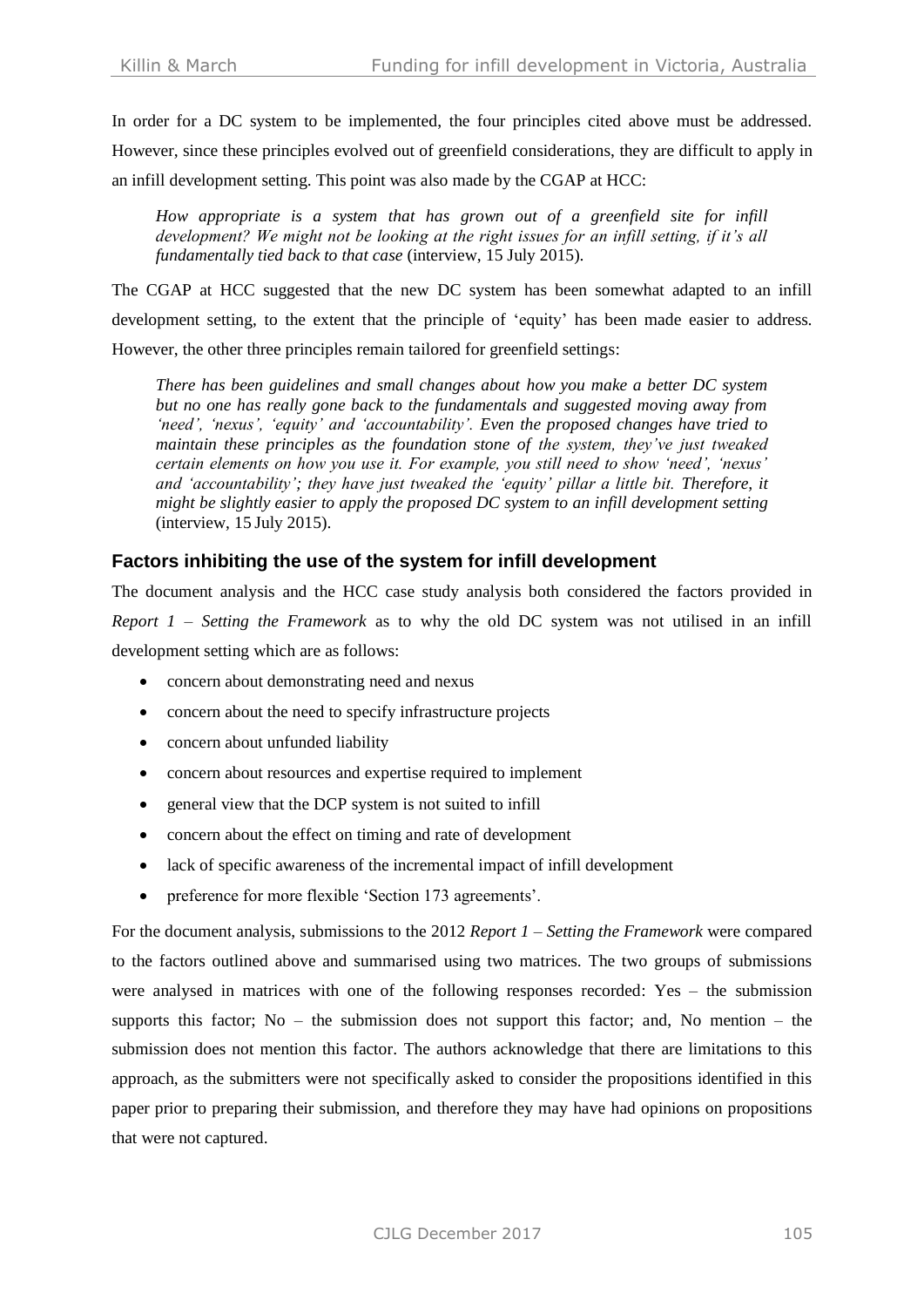In order for a DC system to be implemented, the four principles cited above must be addressed. However, since these principles evolved out of greenfield considerations, they are difficult to apply in an infill development setting. This point was also made by the CGAP at HCC:

> *How appropriate is a system that has grown out of a greenfield site for infill development? We might not be looking at the right issues for an infill setting, if it's all fundamentally tied back to that case* (interview, 15 July 2015).

The CGAP at HCC suggested that the new DC system has been somewhat adapted to an infill development setting, to the extent that the principle of 'equity' has been made easier to address. However, the other three principles remain tailored for greenfield settings:

> *There has been guidelines and small changes about how you make a better DC system but no one has really gone back to the fundamentals and suggested moving away from 'need', 'nexus', 'equity' and 'accountability'. Even the proposed changes have tried to maintain these principles as the foundation stone of the system, they've just tweaked certain elements on how you use it. For example, you still need to show 'need', 'nexus' and 'accountability'; they have just tweaked the 'equity' pillar a little bit. Therefore, it might be slightly easier to apply the proposed DC system to an infill development setting* (interview, 15 July 2015).

## Factors inhibiting the use of the system for infill development

The document analysis and the HCC case study analysis both considered the factors provided in *Report 1 – Setting the Framework* as to why the old DC system was not utilised in an infill development setting which are as follows:

- concern about demonstrating need and nexus
- concern about the need to specify infrastructure projects
- concern about unfunded liability
- concern about resources and expertise required to implement
- general view that the DCP system is not suited to infill
- concern about the effect on timing and rate of development
- lack of specific awareness of the incremental impact of infill development
- preference for more flexible 'Section 173 agreements'.

For the document analysis, submissions to the 2012 *Report 1 – Setting the Framework* were compared to the factors outlined above and summarised using two matrices. The two groups of submissions were analysed in matrices with one of the following responses recorded: Yes – the submission supports this factor; No – the submission does not support this factor; and, No mention – the submission does not mention this factor. The authors acknowledge that there are limitations to this approach, as the submitters were not specifically asked to consider the propositions identified in this paper prior to preparing their submission, and therefore they may have had opinions on propositions that were not captured.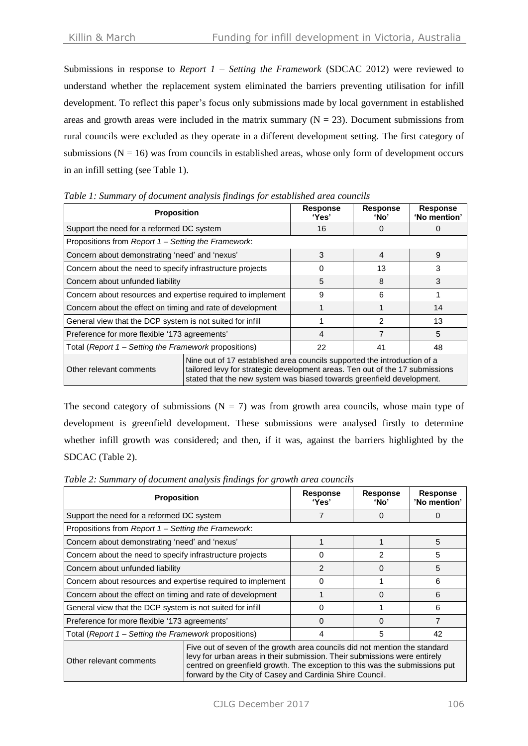Submissions in response to *Report 1 – Setting the Framework* (SDCAC 2012) were reviewed to understand whether the replacement system eliminated the barriers preventing utilisation for infill development. To reflect this paper's focus only submissions made by local government in established areas and growth areas were included in the matrix summary (N = 23). Document submissions from rural councils were excluded as they operate in a different development setting. The first category of submissions (N = 16) was from councils in established areas, whose only form of development occurs in an infill setting (see Table 1).

*Table 1: Summary of document analysis findings for established area councils*

| Proposition | Response 'Yes' | Response 'No' | Response 'No mention' |
|---|---|---|---|
| Support the need for a reformed DC system | 16 | 0 | 0 |
| Propositions from *Report 1 – Setting the Framework*: | | | |
| Concern about demonstrating 'need' and 'nexus' | 3 | 4 | 9 |
| Concern about the need to specify infrastructure projects | 0 | 13 | 3 |
| Concern about unfunded liability | 5 | 8 | 3 |
| Concern about resources and expertise required to implement | 9 | 6 | 1 |
| Concern about the effect on timing and rate of development | 1 | 1 | 14 |
| General view that the DCP system is not suited for infill | 1 | 2 | 13 |
| Preference for more flexible '173 agreements' | 4 | 7 | 5 |
| Total (*Report 1 – Setting the Framework* propositions) | 22 | 41 | 48 |
| Other relevant comments | Nine out of 17 established area councils supported the introduction of a tailored levy for strategic development areas. Ten out of the 17 submissions stated that the new system was biased towards greenfield development. | | |

The second category of submissions (N = 7) was from growth area councils, whose main type of development is greenfield development. These submissions were analysed firstly to determine whether infill growth was considered; and then, if it was, against the barriers highlighted by the SDCAC (Table 2).

*Table 2: Summary of document analysis findings for growth area councils*

| Proposition | Response 'Yes' | Response 'No' | Response 'No mention' |
|---|---|---|---|
| Support the need for a reformed DC system | 7 | 0 | 0 |
| Propositions from *Report 1 – Setting the Framework*: | | | |
| Concern about demonstrating 'need' and 'nexus' | 1 | 1 | 5 |
| Concern about the need to specify infrastructure projects | 0 | 2 | 5 |
| Concern about unfunded liability | 2 | 0 | 5 |
| Concern about resources and expertise required to implement | 0 | 1 | 6 |
| Concern about the effect on timing and rate of development | 1 | 0 | 6 |
| General view that the DCP system is not suited for infill | 0 | 1 | 6 |
| Preference for more flexible '173 agreements' | 0 | 0 | 7 |
| Total (*Report 1 – Setting the Framework* propositions) | 4 | 5 | 42 |
| Other relevant comments | Five out of seven of the growth area councils did not mention the standard levy for urban areas in their submission. Their submissions were entirely centred on greenfield growth. The exception to this was the submissions put forward by the City of Casey and Cardinia Shire Council. | | |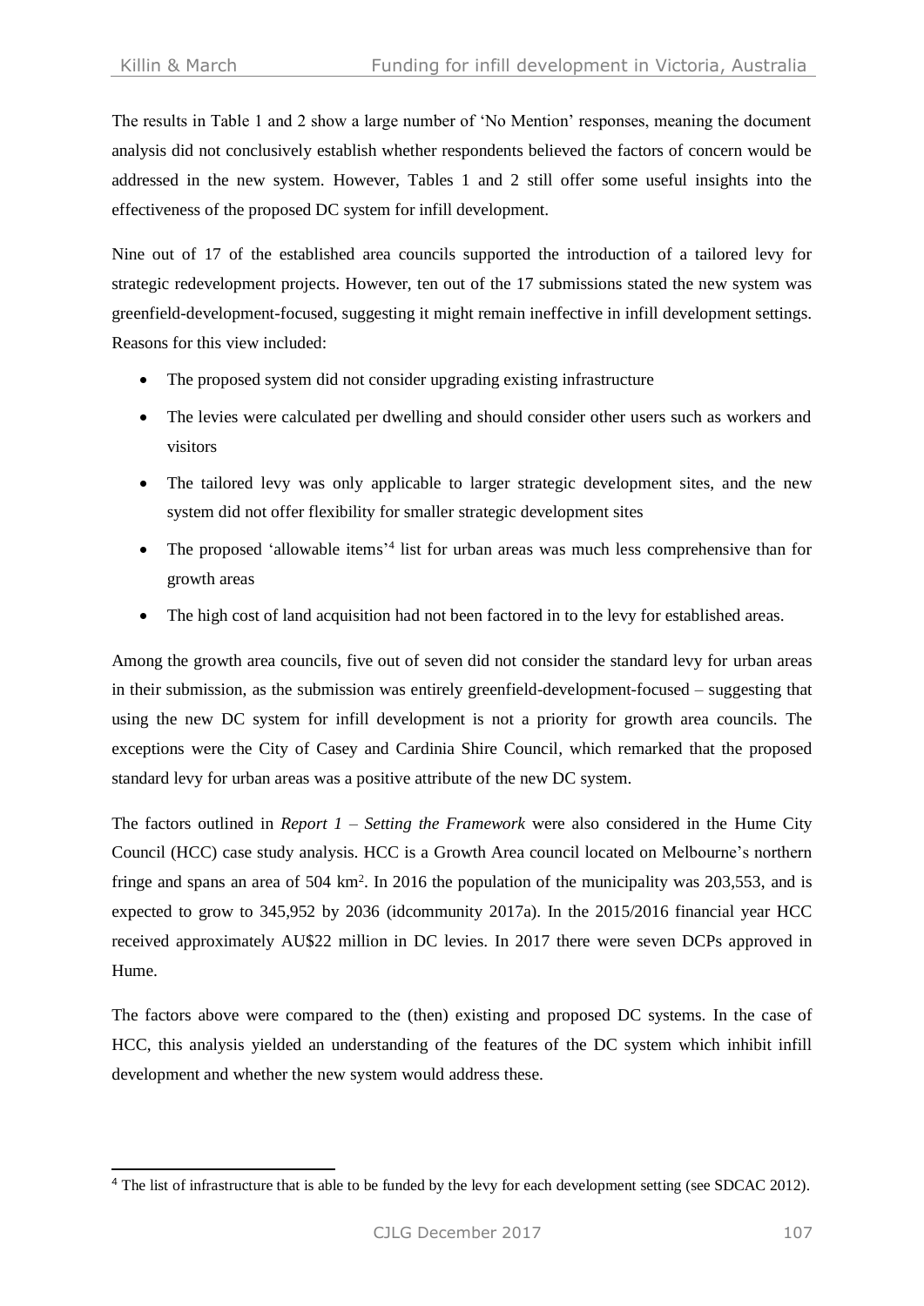The results in Table 1 and 2 show a large number of 'No Mention' responses, meaning the document analysis did not conclusively establish whether respondents believed the factors of concern would be addressed in the new system. However, Tables 1 and 2 still offer some useful insights into the effectiveness of the proposed DC system for infill development.

Nine out of 17 of the established area councils supported the introduction of a tailored levy for strategic redevelopment projects. However, ten out of the 17 submissions stated the new system was greenfield-development-focused, suggesting it might remain ineffective in infill development settings. Reasons for this view included:

- The proposed system did not consider upgrading existing infrastructure
- The levies were calculated per dwelling and should consider other users such as workers and visitors
- The tailored levy was only applicable to larger strategic development sites, and the new system did not offer flexibility for smaller strategic development sites
- The proposed 'allowable items'[4] list for urban areas was much less comprehensive than for growth areas
- The high cost of land acquisition had not been factored in to the levy for established areas.

Among the growth area councils, five out of seven did not consider the standard levy for urban areas in their submission, as the submission was entirely greenfield-development-focused – suggesting that using the new DC system for infill development is not a priority for growth area councils. The exceptions were the City of Casey and Cardinia Shire Council, which remarked that the proposed standard levy for urban areas was a positive attribute of the new DC system.

The factors outlined in *Report 1 – Setting the Framework* were also considered in the Hume City Council (HCC) case study analysis. HCC is a Growth Area council located on Melbourne's northern fringe and spans an area of 504 km$^2$. In 2016 the population of the municipality was 203,553, and is expected to grow to 345,952 by 2036 (idcommunity 2017a). In the 2015/2016 financial year HCC received approximately AU$22 million in DC levies. In 2017 there were seven DCPs approved in Hume.

The factors above were compared to the (then) existing and proposed DC systems. In the case of HCC, this analysis yielded an understanding of the features of the DC system which inhibit infill development and whether the new system would address these.

[4] The list of infrastructure that is able to be funded by the levy for each development setting (see SDCAC 2012).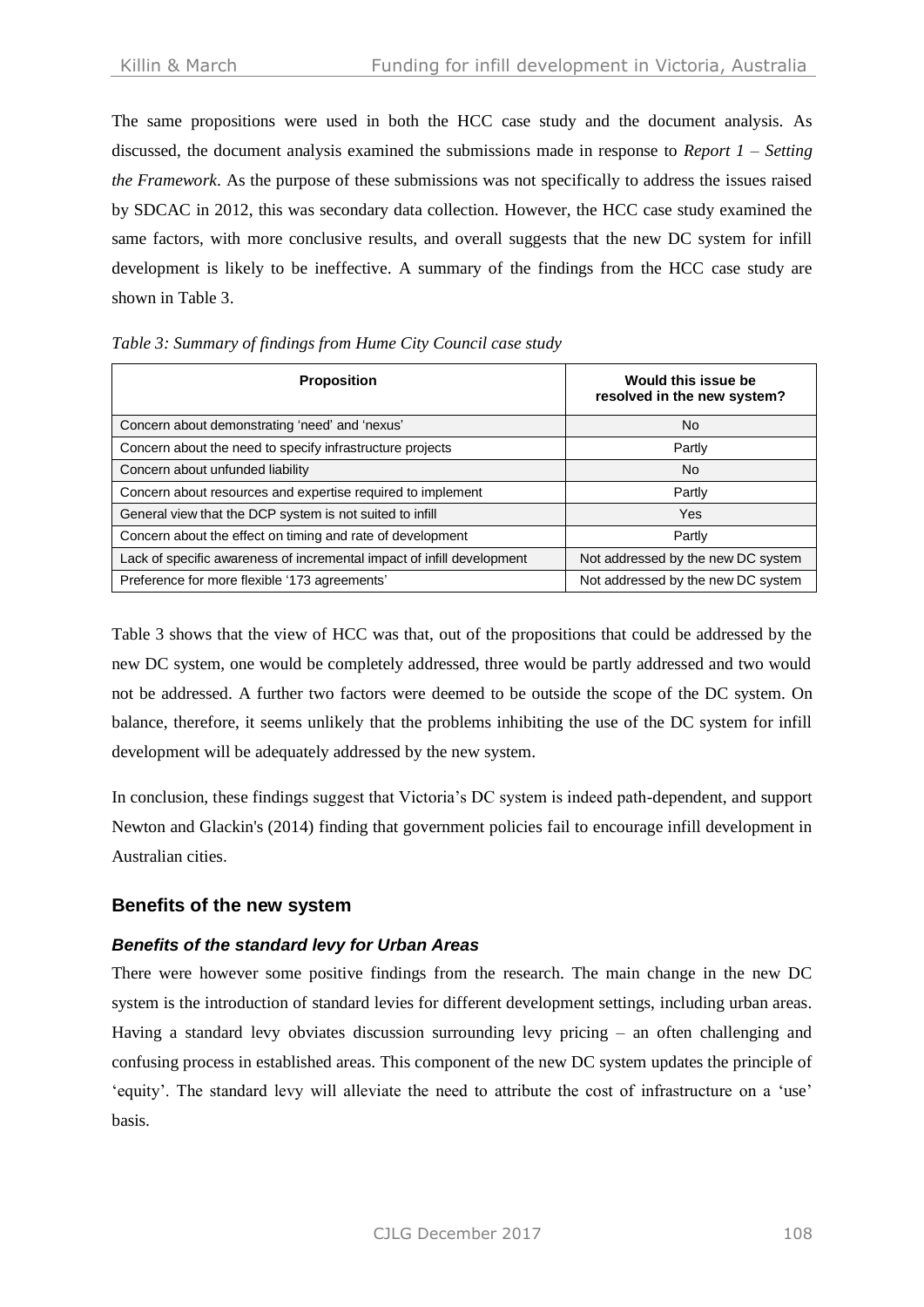The same propositions were used in both the HCC case study and the document analysis. As discussed, the document analysis examined the submissions made in response to *Report 1 – Setting the Framework*. As the purpose of these submissions was not specifically to address the issues raised by SDCAC in 2012, this was secondary data collection. However, the HCC case study examined the same factors, with more conclusive results, and overall suggests that the new DC system for infill development is likely to be ineffective. A summary of the findings from the HCC case study are shown in Table 3.

*Table 3: Summary of findings from Hume City Council case study*

| Proposition | Would this issue be resolved in the new system? |
|---|---|
| Concern about demonstrating 'need' and 'nexus' | No |
| Concern about the need to specify infrastructure projects | Partly |
| Concern about unfunded liability | No |
| Concern about resources and expertise required to implement | Partly |
| General view that the DCP system is not suited to infill | Yes |
| Concern about the effect on timing and rate of development | Partly |
| Lack of specific awareness of incremental impact of infill development | Not addressed by the new DC system |
| Preference for more flexible '173 agreements' | Not addressed by the new DC system |

Table 3 shows that the view of HCC was that, out of the propositions that could be addressed by the new DC system, one would be completely addressed, three would be partly addressed and two would not be addressed. A further two factors were deemed to be outside the scope of the DC system. On balance, therefore, it seems unlikely that the problems inhibiting the use of the DC system for infill development will be adequately addressed by the new system.

In conclusion, these findings suggest that Victoria's DC system is indeed path-dependent, and support Newton and Glackin's (2014) finding that government policies fail to encourage infill development in Australian cities.

## Benefits of the new system

### *Benefits of the standard levy for Urban Areas*

There were however some positive findings from the research. The main change in the new DC system is the introduction of standard levies for different development settings, including urban areas. Having a standard levy obviates discussion surrounding levy pricing – an often challenging and confusing process in established areas. This component of the new DC system updates the principle of 'equity'. The standard levy will alleviate the need to attribute the cost of infrastructure on a 'use' basis.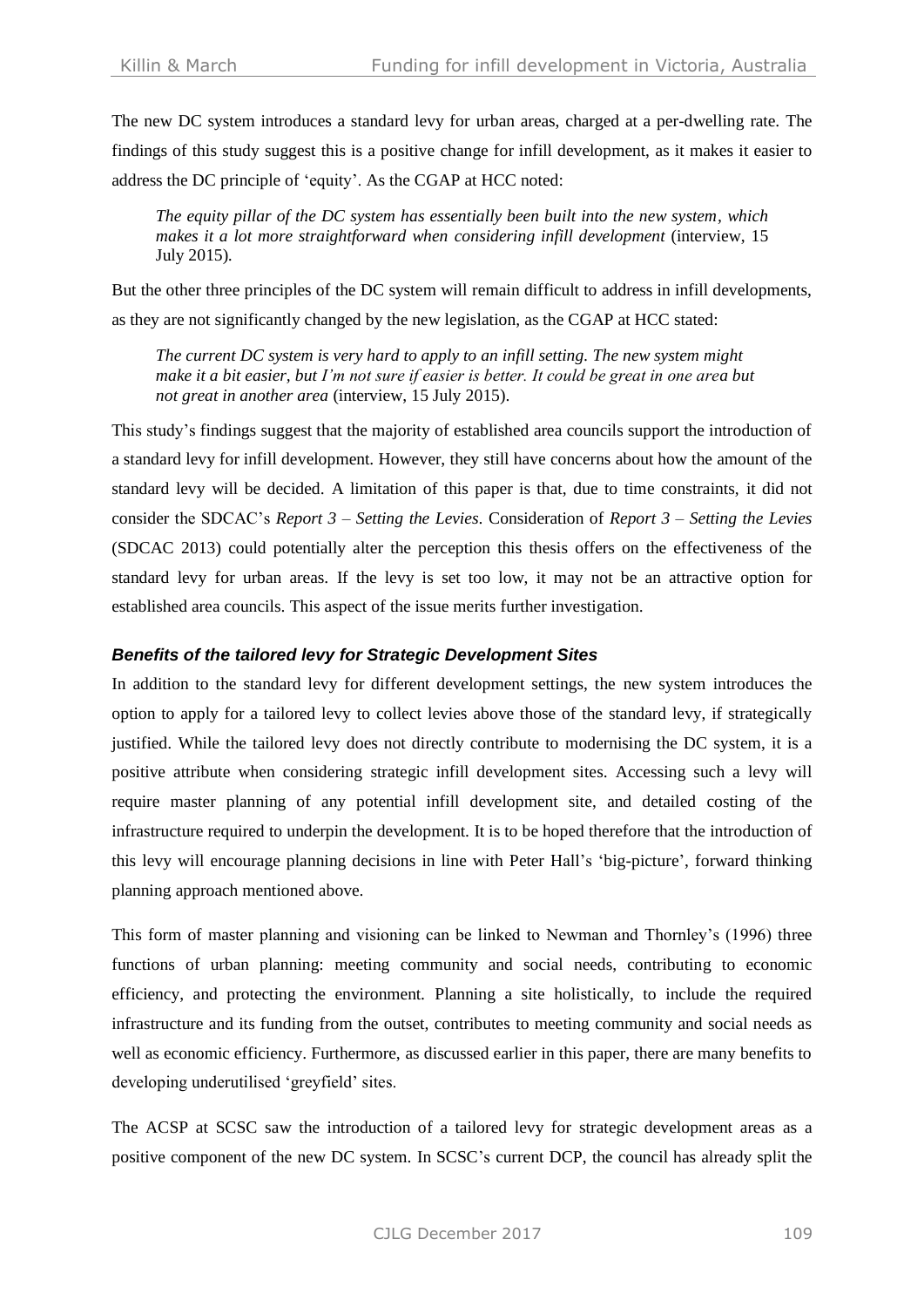The new DC system introduces a standard levy for urban areas, charged at a per-dwelling rate. The findings of this study suggest this is a positive change for infill development, as it makes it easier to address the DC principle of 'equity'. As the CGAP at HCC noted:

> *The equity pillar of the DC system has essentially been built into the new system, which makes it a lot more straightforward when considering infill development* (interview, 15 July 2015).

But the other three principles of the DC system will remain difficult to address in infill developments, as they are not significantly changed by the new legislation, as the CGAP at HCC stated:

> *The current DC system is very hard to apply to an infill setting. The new system might make it a bit easier, but I'm not sure if easier is better. It could be great in one area but not great in another area* (interview, 15 July 2015).

This study's findings suggest that the majority of established area councils support the introduction of a standard levy for infill development. However, they still have concerns about how the amount of the standard levy will be decided. A limitation of this paper is that, due to time constraints, it did not consider the SDCAC's *Report 3 – Setting the Levies*. Consideration of *Report 3 – Setting the Levies* (SDCAC 2013) could potentially alter the perception this thesis offers on the effectiveness of the standard levy for urban areas. If the levy is set too low, it may not be an attractive option for established area councils. This aspect of the issue merits further investigation.

### *Benefits of the tailored levy for Strategic Development Sites*

In addition to the standard levy for different development settings, the new system introduces the option to apply for a tailored levy to collect levies above those of the standard levy, if strategically justified. While the tailored levy does not directly contribute to modernising the DC system, it is a positive attribute when considering strategic infill development sites. Accessing such a levy will require master planning of any potential infill development site, and detailed costing of the infrastructure required to underpin the development. It is to be hoped therefore that the introduction of this levy will encourage planning decisions in line with Peter Hall's 'big-picture', forward thinking planning approach mentioned above.

This form of master planning and visioning can be linked to Newman and Thornley's (1996) three functions of urban planning: meeting community and social needs, contributing to economic efficiency, and protecting the environment. Planning a site holistically, to include the required infrastructure and its funding from the outset, contributes to meeting community and social needs as well as economic efficiency. Furthermore, as discussed earlier in this paper, there are many benefits to developing underutilised 'greyfield' sites.

The ACSP at SCSC saw the introduction of a tailored levy for strategic development areas as a positive component of the new DC system. In SCSC's current DCP, the council has already split the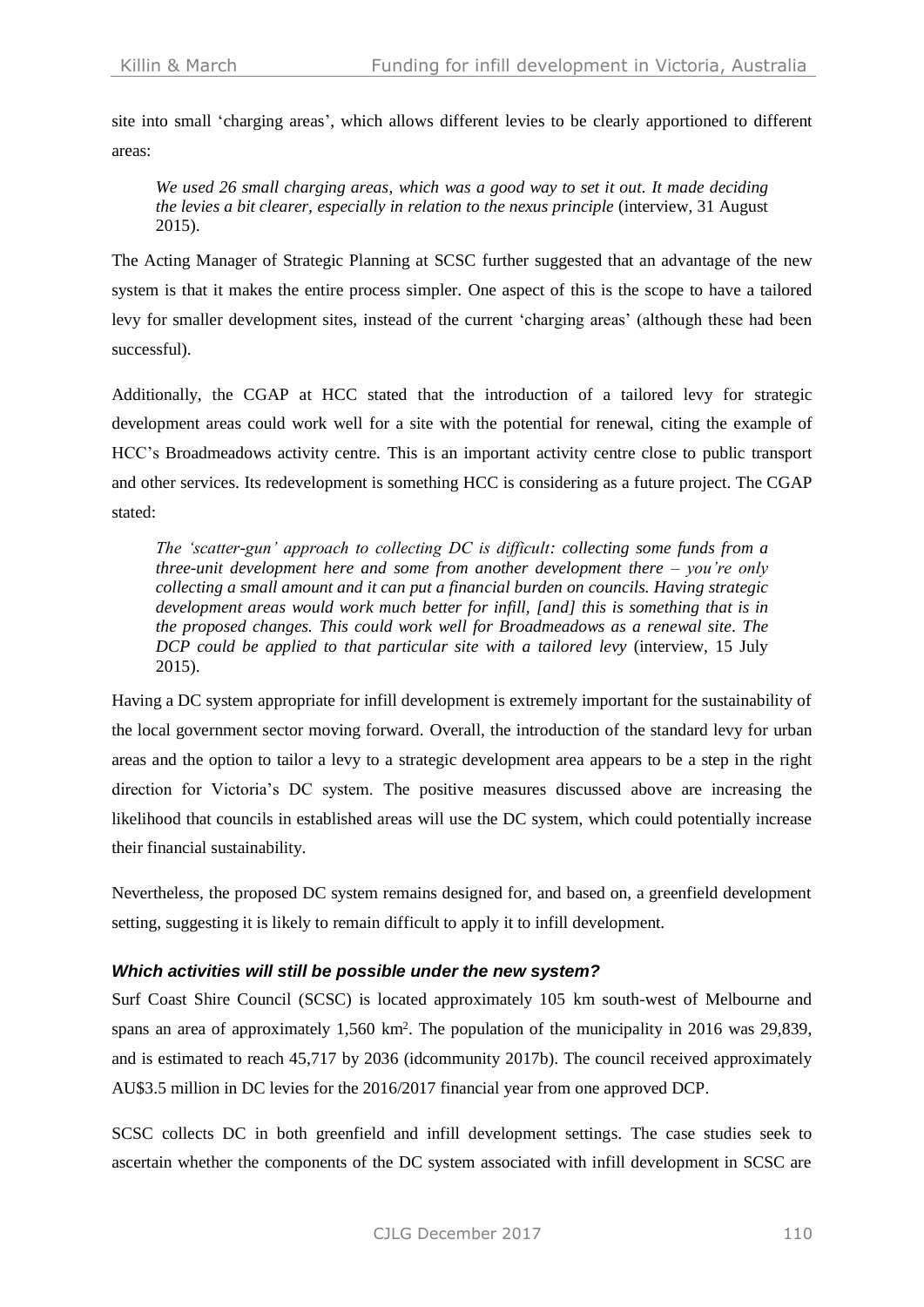site into small 'charging areas', which allows different levies to be clearly apportioned to different areas:

> *We used 26 small charging areas, which was a good way to set it out. It made deciding the levies a bit clearer, especially in relation to the nexus principle* (interview, 31 August 2015).

The Acting Manager of Strategic Planning at SCSC further suggested that an advantage of the new system is that it makes the entire process simpler. One aspect of this is the scope to have a tailored levy for smaller development sites, instead of the current 'charging areas' (although these had been successful).

Additionally, the CGAP at HCC stated that the introduction of a tailored levy for strategic development areas could work well for a site with the potential for renewal, citing the example of HCC's Broadmeadows activity centre. This is an important activity centre close to public transport and other services. Its redevelopment is something HCC is considering as a future project. The CGAP stated:

> *The 'scatter-gun' approach to collecting DC is difficult: collecting some funds from a three-unit development here and some from another development there – you're only collecting a small amount and it can put a financial burden on councils. Having strategic development areas would work much better for infill, [and] this is something that is in the proposed changes. This could work well for Broadmeadows as a renewal site. The DCP could be applied to that particular site with a tailored levy* (interview, 15 July 2015).

Having a DC system appropriate for infill development is extremely important for the sustainability of the local government sector moving forward. Overall, the introduction of the standard levy for urban areas and the option to tailor a levy to a strategic development area appears to be a step in the right direction for Victoria's DC system. The positive measures discussed above are increasing the likelihood that councils in established areas will use the DC system, which could potentially increase their financial sustainability.

Nevertheless, the proposed DC system remains designed for, and based on, a greenfield development setting, suggesting it is likely to remain difficult to apply it to infill development.

### *Which activities will still be possible under the new system?*

Surf Coast Shire Council (SCSC) is located approximately 105 km south-west of Melbourne and spans an area of approximately 1,560 km$^2$. The population of the municipality in 2016 was 29,839, and is estimated to reach 45,717 by 2036 (idcommunity 2017b). The council received approximately AU$3.5 million in DC levies for the 2016/2017 financial year from one approved DCP.

SCSC collects DC in both greenfield and infill development settings. The case studies seek to ascertain whether the components of the DC system associated with infill development in SCSC are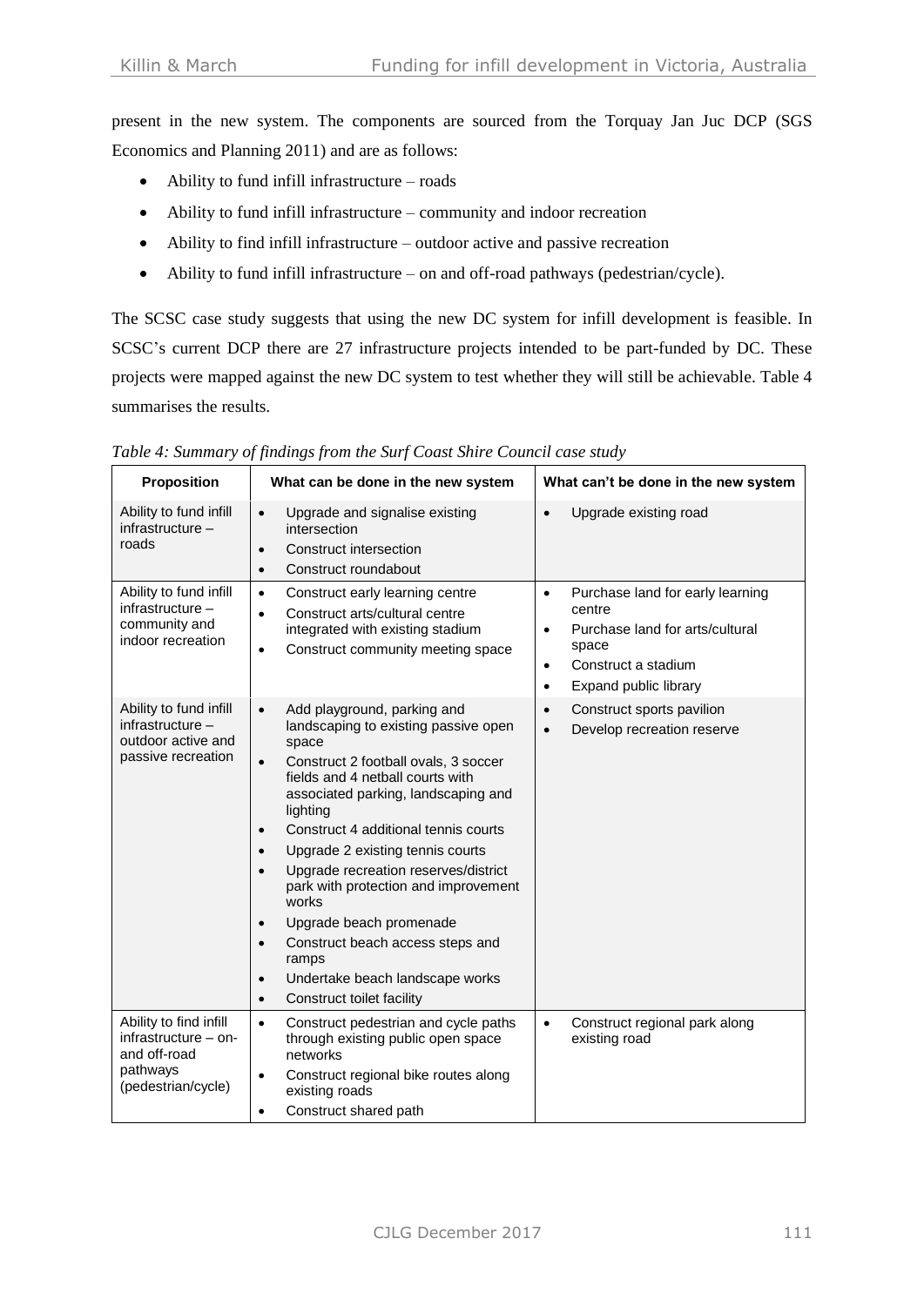present in the new system. The components are sourced from the Torquay Jan Juc DCP (SGS Economics and Planning 2011) and are as follows:

- Ability to fund infill infrastructure – roads
- Ability to fund infill infrastructure – community and indoor recreation
- Ability to find infill infrastructure – outdoor active and passive recreation
- Ability to fund infill infrastructure – on and off-road pathways (pedestrian/cycle).

The SCSC case study suggests that using the new DC system for infill development is feasible. In SCSC's current DCP there are 27 infrastructure projects intended to be part-funded by DC. These projects were mapped against the new DC system to test whether they will still be achievable. Table 4 summarises the results.

*Table 4: Summary of findings from the Surf Coast Shire Council case study*

| Proposition | What can be done in the new system | What can't be done in the new system |
|---|---|---|
| Ability to fund infill infrastructure – roads | • Upgrade and signalise existing intersection<br>• Construct intersection<br>• Construct roundabout | • Upgrade existing road |
| Ability to fund infill infrastructure – community and indoor recreation | • Construct early learning centre<br>• Construct arts/cultural centre integrated with existing stadium<br>• Construct community meeting space | • Purchase land for early learning centre<br>• Purchase land for arts/cultural space<br>• Construct a stadium<br>• Expand public library |
| Ability to fund infill infrastructure – outdoor active and passive recreation | • Add playground, parking and landscaping to existing passive open space<br>• Construct 2 football ovals, 3 soccer fields and 4 netball courts with associated parking, landscaping and lighting<br>• Construct 4 additional tennis courts<br>• Upgrade 2 existing tennis courts<br>• Upgrade recreation reserves/district park with protection and improvement works<br>• Upgrade beach promenade<br>• Construct beach access steps and ramps<br>• Undertake beach landscape works<br>• Construct toilet facility | • Construct sports pavilion<br>• Develop recreation reserve |
| Ability to find infill infrastructure – on- and off-road pathways (pedestrian/cycle) | • Construct pedestrian and cycle paths through existing public open space networks<br>• Construct regional bike routes along existing roads<br>• Construct shared path | • Construct regional park along existing road |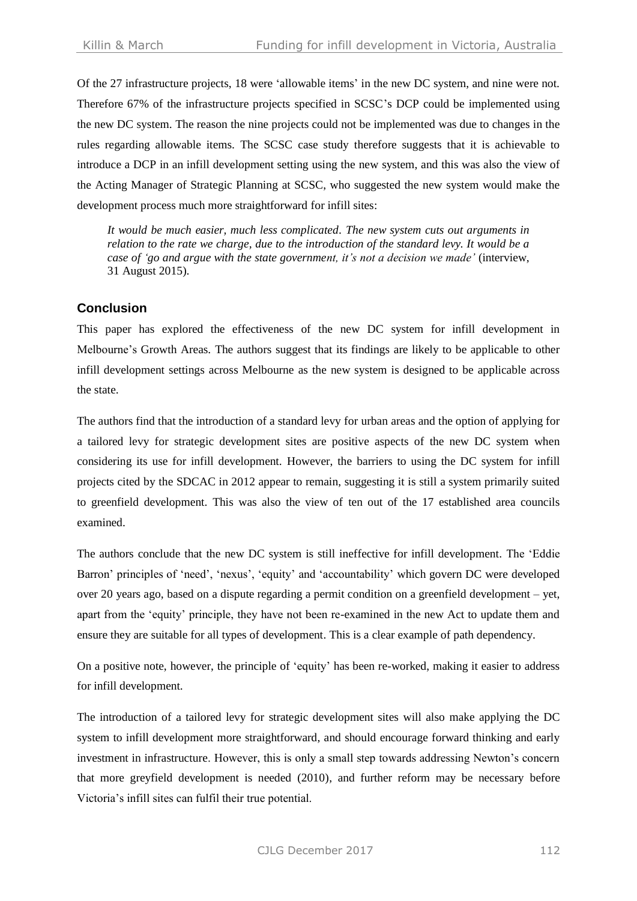Of the 27 infrastructure projects, 18 were 'allowable items' in the new DC system, and nine were not. Therefore 67% of the infrastructure projects specified in SCSC's DCP could be implemented using the new DC system. The reason the nine projects could not be implemented was due to changes in the rules regarding allowable items. The SCSC case study therefore suggests that it is achievable to introduce a DCP in an infill development setting using the new system, and this was also the view of the Acting Manager of Strategic Planning at SCSC, who suggested the new system would make the development process much more straightforward for infill sites:

> *It would be much easier, much less complicated. The new system cuts out arguments in relation to the rate we charge, due to the introduction of the standard levy. It would be a case of 'go and argue with the state government, it's not a decision we made'* (interview, 31 August 2015).

## Conclusion

This paper has explored the effectiveness of the new DC system for infill development in Melbourne's Growth Areas. The authors suggest that its findings are likely to be applicable to other infill development settings across Melbourne as the new system is designed to be applicable across the state.

The authors find that the introduction of a standard levy for urban areas and the option of applying for a tailored levy for strategic development sites are positive aspects of the new DC system when considering its use for infill development. However, the barriers to using the DC system for infill projects cited by the SDCAC in 2012 appear to remain, suggesting it is still a system primarily suited to greenfield development. This was also the view of ten out of the 17 established area councils examined.

The authors conclude that the new DC system is still ineffective for infill development. The 'Eddie Barron' principles of 'need', 'nexus', 'equity' and 'accountability' which govern DC were developed over 20 years ago, based on a dispute regarding a permit condition on a greenfield development – yet, apart from the 'equity' principle, they have not been re-examined in the new Act to update them and ensure they are suitable for all types of development. This is a clear example of path dependency.

On a positive note, however, the principle of 'equity' has been re-worked, making it easier to address for infill development.

The introduction of a tailored levy for strategic development sites will also make applying the DC system to infill development more straightforward, and should encourage forward thinking and early investment in infrastructure. However, this is only a small step towards addressing Newton's concern that more greyfield development is needed (2010), and further reform may be necessary before Victoria's infill sites can fulfil their true potential.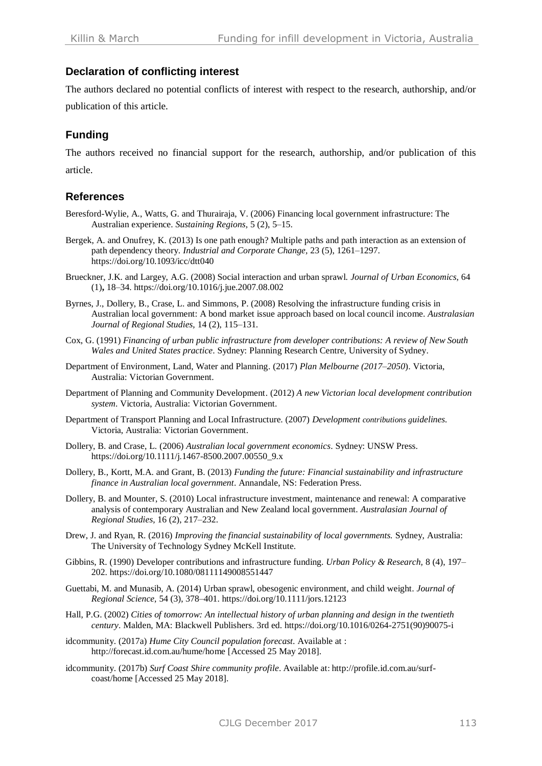## Declaration of conflicting interest

The authors declared no potential conflicts of interest with respect to the research, authorship, and/or publication of this article.

## Funding

The authors received no financial support for the research, authorship, and/or publication of this article.

## References

Beresford-Wylie, A., Watts, G. and Thurairaja, V. (2006) Financing local government infrastructure: The Australian experience. *Sustaining Regions*, 5 (2), 5–15.

Bergek, A. and Onufrey, K. (2013) Is one path enough? Multiple paths and path interaction as an extension of path dependency theory. *Industrial and Corporate Change*, 23 (5), 1261–1297. https://doi.org/10.1093/icc/dtt040

Brueckner, J.K. and Largey, A.G. (2008) Social interaction and urban sprawl. *Journal of Urban Economics*, 64 (1)**,** 18–34. https://doi.org/10.1016/j.jue.2007.08.002

Byrnes, J., Dollery, B., Crase, L. and Simmons, P. (2008) Resolving the infrastructure funding crisis in Australian local government: A bond market issue approach based on local council income. *Australasian Journal of Regional Studies,* 14 (2), 115–131.

Cox, G. (1991) *Financing of urban public infrastructure from developer contributions: A review of New South Wales and United States practice*. Sydney: Planning Research Centre, University of Sydney.

Department of Environment, Land, Water and Planning. (2017) *Plan Melbourne (2017–2050*). Victoria, Australia: Victorian Government.

Department of Planning and Community Development. (2012) *A new Victorian local development contribution system*. Victoria, Australia: Victorian Government.

Department of Transport Planning and Local Infrastructure. (2007) *Development contributions guidelines.* Victoria, Australia: Victorian Government.

Dollery, B. and Crase, L. (2006) *Australian local government economics*. Sydney: UNSW Press. https://doi.org/10.1111/j.1467-8500.2007.00550_9.x

Dollery, B., Kortt, M.A. and Grant, B. (2013) *Funding the future: Financial sustainability and infrastructure finance in Australian local government*. Annandale, NS: Federation Press.

Dollery, B. and Mounter, S. (2010) Local infrastructure investment, maintenance and renewal: A comparative analysis of contemporary Australian and New Zealand local government. *Australasian Journal of Regional Studies*, 16 (2), 217–232.

Drew, J. and Ryan, R. (2016) *Improving the financial sustainability of local governments.* Sydney, Australia: The University of Technology Sydney McKell Institute.

Gibbins, R. (1990) Developer contributions and infrastructure funding. *Urban Policy & Research*, 8 (4), 197–202. https://doi.org/10.1080/08111149008551447

Guettabi, M. and Munasib, A. (2014) Urban sprawl, obesogenic environment, and child weight. *Journal of Regional Science*, 54 (3), 378–401. https://doi.org/10.1111/jors.12123

Hall, P.G. (2002) *Cities of tomorrow: An intellectual history of urban planning and design in the twentieth century*. Malden, MA: Blackwell Publishers. 3rd ed. https://doi.org/10.1016/0264-2751(90)90075-i

idcommunity. (2017a) *Hume City Council population forecast*. Available at : http://forecast.id.com.au/hume/home [Accessed 25 May 2018].

idcommunity. (2017b) *Surf Coast Shire community profile*. Available at: http://profile.id.com.au/surf-coast/home [Accessed 25 May 2018].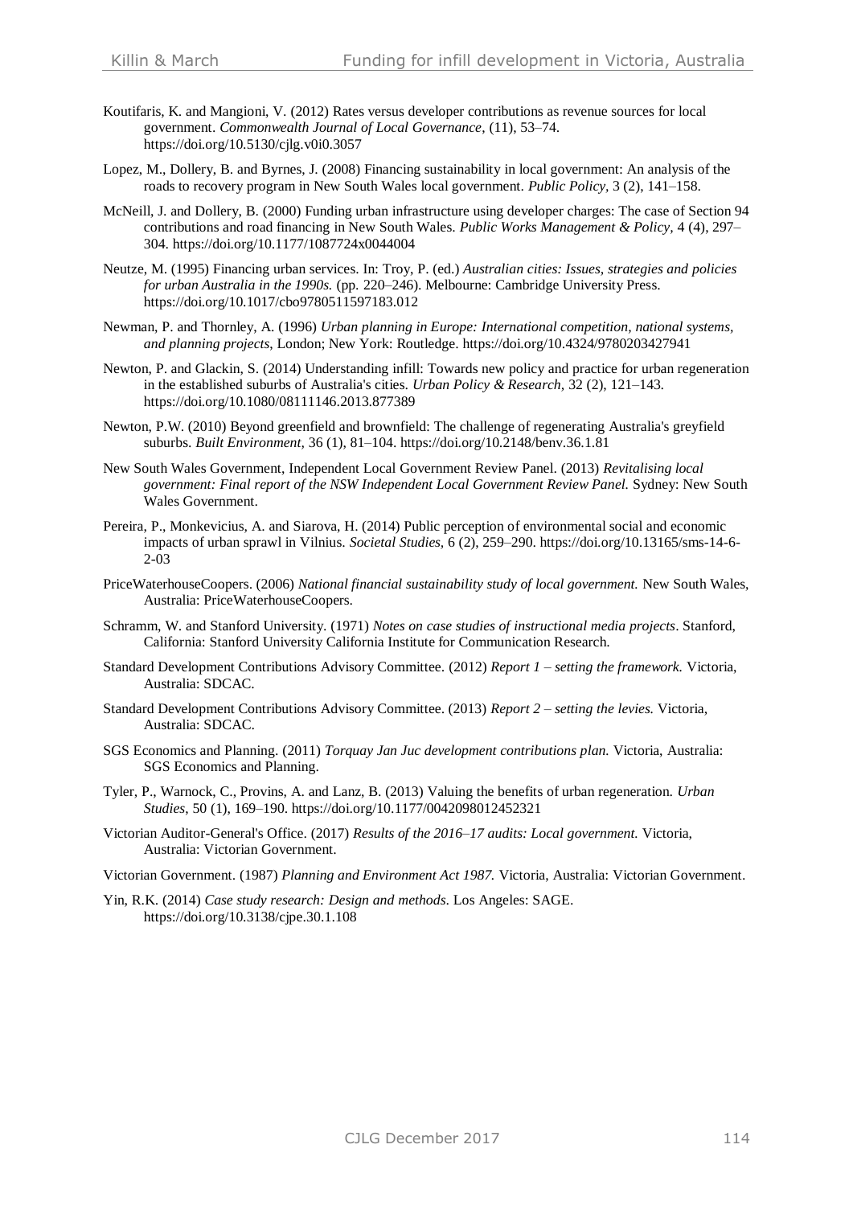Koutifaris, K. and Mangioni, V. (2012) Rates versus developer contributions as revenue sources for local government. *Commonwealth Journal of Local Governance*, (11), 53–74. https://doi.org/10.5130/cjlg.v0i0.3057

Lopez, M., Dollery, B. and Byrnes, J. (2008) Financing sustainability in local government: An analysis of the roads to recovery program in New South Wales local government. *Public Policy,* 3 (2), 141–158.

McNeill, J. and Dollery, B. (2000) Funding urban infrastructure using developer charges: The case of Section 94 contributions and road financing in New South Wales. *Public Works Management & Policy,* 4 (4), 297–304. https://doi.org/10.1177/1087724x0044004

Neutze, M. (1995) Financing urban services. In: Troy, P. (ed.) *Australian cities: Issues, strategies and policies for urban Australia in the 1990s.* (pp. 220–246). Melbourne: Cambridge University Press. https://doi.org/10.1017/cbo9780511597183.012

Newman, P. and Thornley, A. (1996) *Urban planning in Europe: International competition, national systems, and planning projects,* London; New York: Routledge. https://doi.org/10.4324/9780203427941

Newton, P. and Glackin, S. (2014) Understanding infill: Towards new policy and practice for urban regeneration in the established suburbs of Australia's cities. *Urban Policy & Research,* 32 (2), 121–143. https://doi.org/10.1080/08111146.2013.877389

Newton, P.W. (2010) Beyond greenfield and brownfield: The challenge of regenerating Australia's greyfield suburbs. *Built Environment,* 36 (1), 81–104. https://doi.org/10.2148/benv.36.1.81

New South Wales Government, Independent Local Government Review Panel. (2013) *Revitalising local government: Final report of the NSW Independent Local Government Review Panel.* Sydney: New South Wales Government.

Pereira, P., Monkevicius, A. and Siarova, H. (2014) Public perception of environmental social and economic impacts of urban sprawl in Vilnius. *Societal Studies,* 6 (2), 259–290. https://doi.org/10.13165/sms-14-6-2-03

PriceWaterhouseCoopers. (2006) *National financial sustainability study of local government.* New South Wales, Australia: PriceWaterhouseCoopers.

Schramm, W. and Stanford University. (1971) *Notes on case studies of instructional media projects*. Stanford, California: Stanford University California Institute for Communication Research.

Standard Development Contributions Advisory Committee. (2012) *Report 1 – setting the framework.* Victoria, Australia: SDCAC.

Standard Development Contributions Advisory Committee. (2013) *Report 2 – setting the levies.* Victoria, Australia: SDCAC.

SGS Economics and Planning. (2011) *Torquay Jan Juc development contributions plan.* Victoria, Australia: SGS Economics and Planning.

Tyler, P., Warnock, C., Provins, A. and Lanz, B. (2013) Valuing the benefits of urban regeneration. *Urban Studies*, 50 (1), 169–190. https://doi.org/10.1177/0042098012452321

Victorian Auditor-General's Office. (2017) *Results of the 2016–17 audits: Local government.* Victoria, Australia: Victorian Government.

Victorian Government. (1987) *Planning and Environment Act 1987.* Victoria, Australia: Victorian Government.

Yin, R.K. (2014) *Case study research: Design and methods*. Los Angeles: SAGE. https://doi.org/10.3138/cjpe.30.1.108